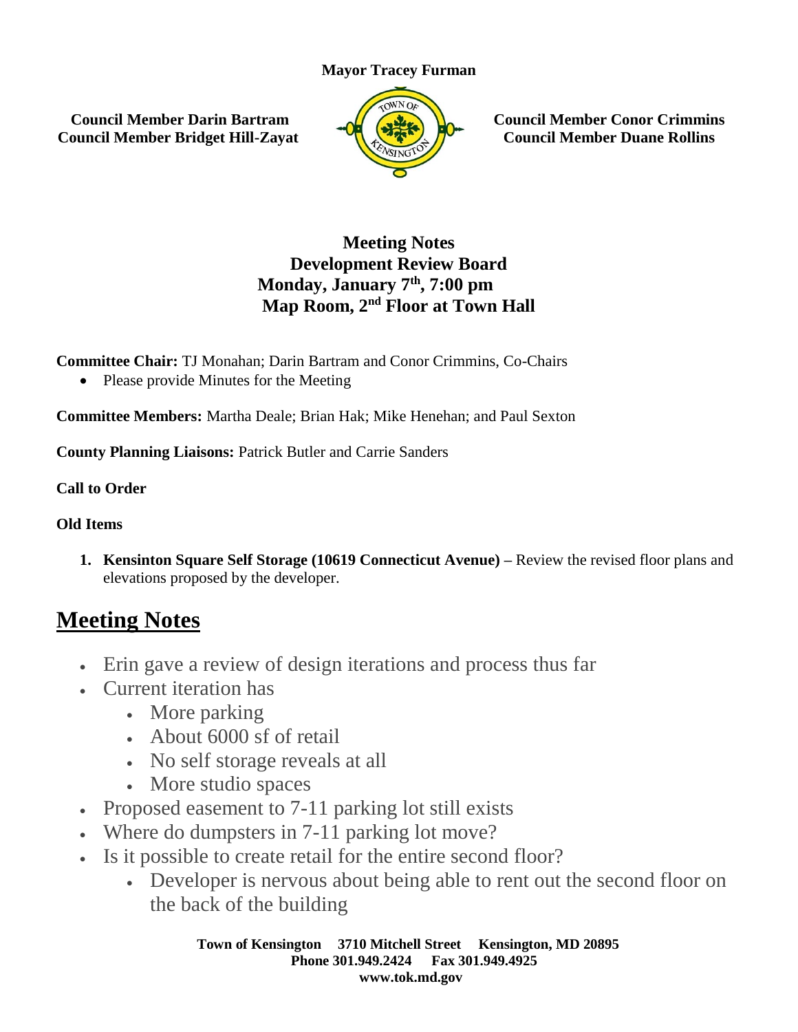**Mayor Tracey Furman**

**Council Member Darin Bartram**
**Council Member Bridget Hill-Zayat**

**Council Member Conor Crimmins**
**Council Member Duane Rollins**

**Meeting Notes**
**Development Review Board**
**Monday, January 7th, 7:00 pm**
**Map Room, 2nd Floor at Town Hall**

**Committee Chair:** TJ Monahan; Darin Bartram and Conor Crimmins, Co-Chairs

- Please provide Minutes for the Meeting

**Committee Members:** Martha Deale; Brian Hak; Mike Henehan; and Paul Sexton

**County Planning Liaisons:** Patrick Butler and Carrie Sanders

**Call to Order**

**Old Items**

1. **Kensinton Square Self Storage (10619 Connecticut Avenue) –** Review the revised floor plans and elevations proposed by the developer.

# Meeting Notes

- Erin gave a review of design iterations and process thus far
- Current iteration has
  - More parking
  - About 6000 sf of retail
  - No self storage reveals at all
  - More studio spaces
- Proposed easement to 7-11 parking lot still exists
- Where do dumpsters in 7-11 parking lot move?
- Is it possible to create retail for the entire second floor?
  - Developer is nervous about being able to rent out the second floor on the back of the building

Town of Kensington 3710 Mitchell Street Kensington, MD 20895
Phone 301.949.2424 Fax 301.949.4925
www.tok.md.gov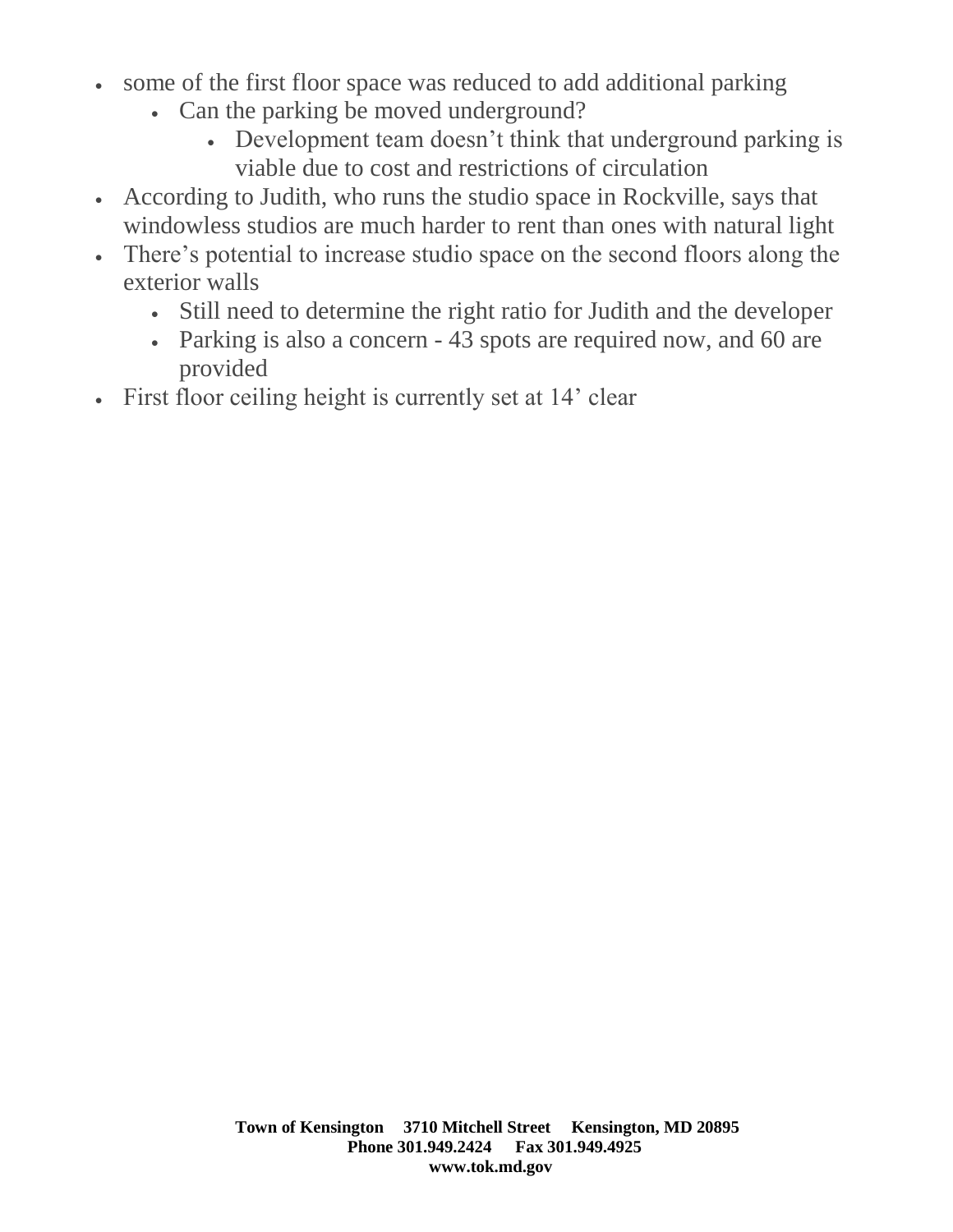- some of the first floor space was reduced to add additional parking
  - Can the parking be moved underground?
    - Development team doesn't think that underground parking is viable due to cost and restrictions of circulation
- According to Judith, who runs the studio space in Rockville, says that windowless studios are much harder to rent than ones with natural light
- There's potential to increase studio space on the second floors along the exterior walls
  - Still need to determine the right ratio for Judith and the developer
  - Parking is also a concern - 43 spots are required now, and 60 are provided
- First floor ceiling height is currently set at 14' clear

**Town of Kensington 3710 Mitchell Street Kensington, MD 20895**
**Phone 301.949.2424 Fax 301.949.4925**
**www.tok.md.gov**